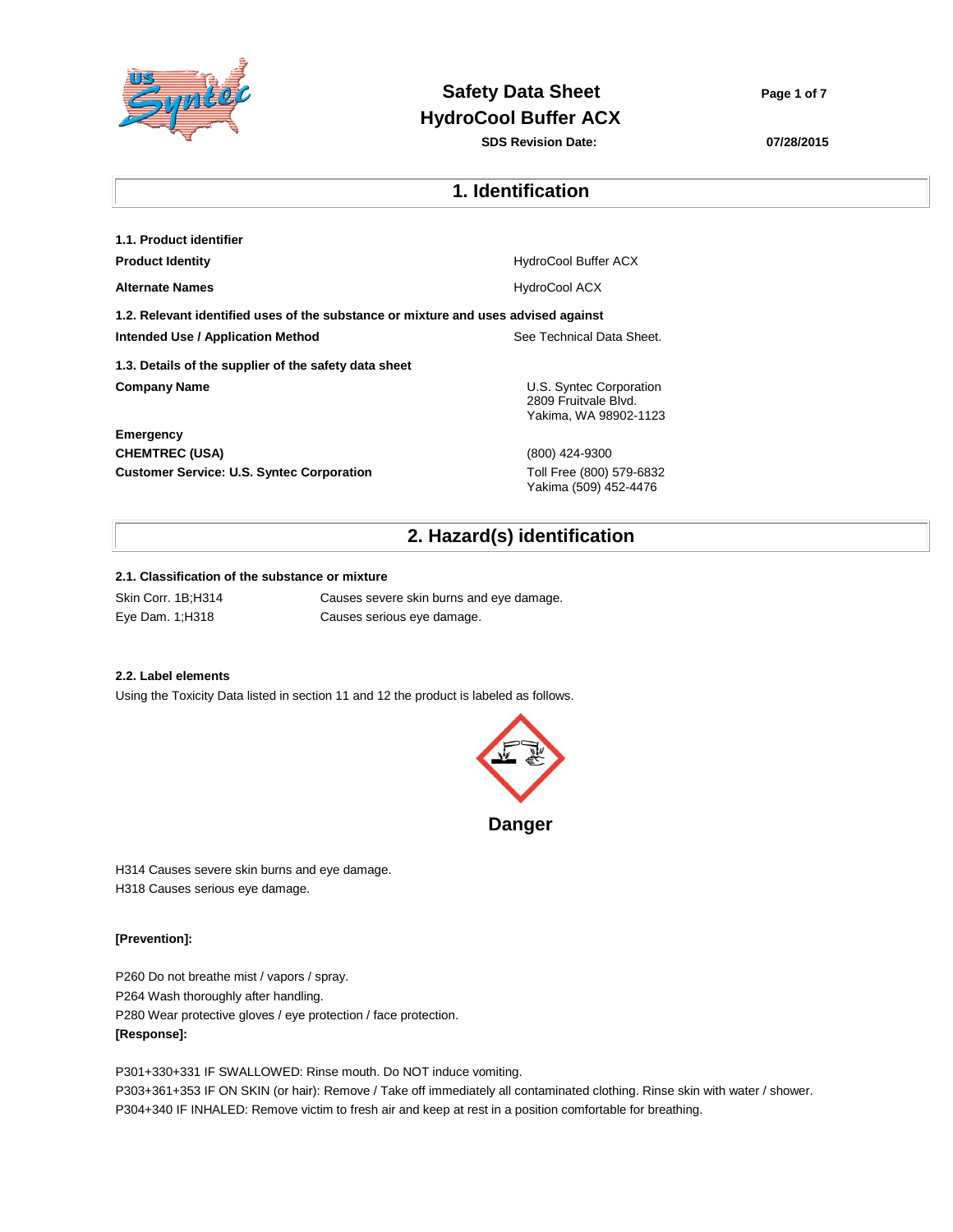# Safety Data Sheet
# HydroCool Buffer ACX

**SDS Revision Date:** **07/28/2015**

## 1. Identification

### 1.1. Product identifier

| | |
|---|---|
| **Product Identity** | HydroCool Buffer ACX |
| **Alternate Names** | HydroCool ACX |

### 1.2. Relevant identified uses of the substance or mixture and uses advised against

| | |
|---|---|
| **Intended Use / Application Method** | See Technical Data Sheet. |

### 1.3. Details of the supplier of the safety data sheet

| | |
|---|---|
| **Company Name** | U.S. Syntec Corporation<br>2809 Fruitvale Blvd.<br>Yakima, WA 98902-1123 |
| **Emergency** | |
| **CHEMTREC (USA)** | (800) 424-9300 |
| **Customer Service: U.S. Syntec Corporation** | Toll Free (800) 579-6832<br>Yakima (509) 452-4476 |

## 2. Hazard(s) identification

### 2.1. Classification of the substance or mixture

| | |
|---|---|
| Skin Corr. 1B;H314 | Causes severe skin burns and eye damage. |
| Eye Dam. 1;H318 | Causes serious eye damage. |

### 2.2. Label elements

Using the Toxicity Data listed in section 11 and 12 the product is labeled as follows.

**Danger**

H314 Causes severe skin burns and eye damage.
H318 Causes serious eye damage.

**[Prevention]:**

P260 Do not breathe mist / vapors / spray.
P264 Wash thoroughly after handling.
P280 Wear protective gloves / eye protection / face protection.

**[Response]:**

P301+330+331 IF SWALLOWED: Rinse mouth. Do NOT induce vomiting.
P303+361+353 IF ON SKIN (or hair): Remove / Take off immediately all contaminated clothing. Rinse skin with water / shower.
P304+340 IF INHALED: Remove victim to fresh air and keep at rest in a position comfortable for breathing.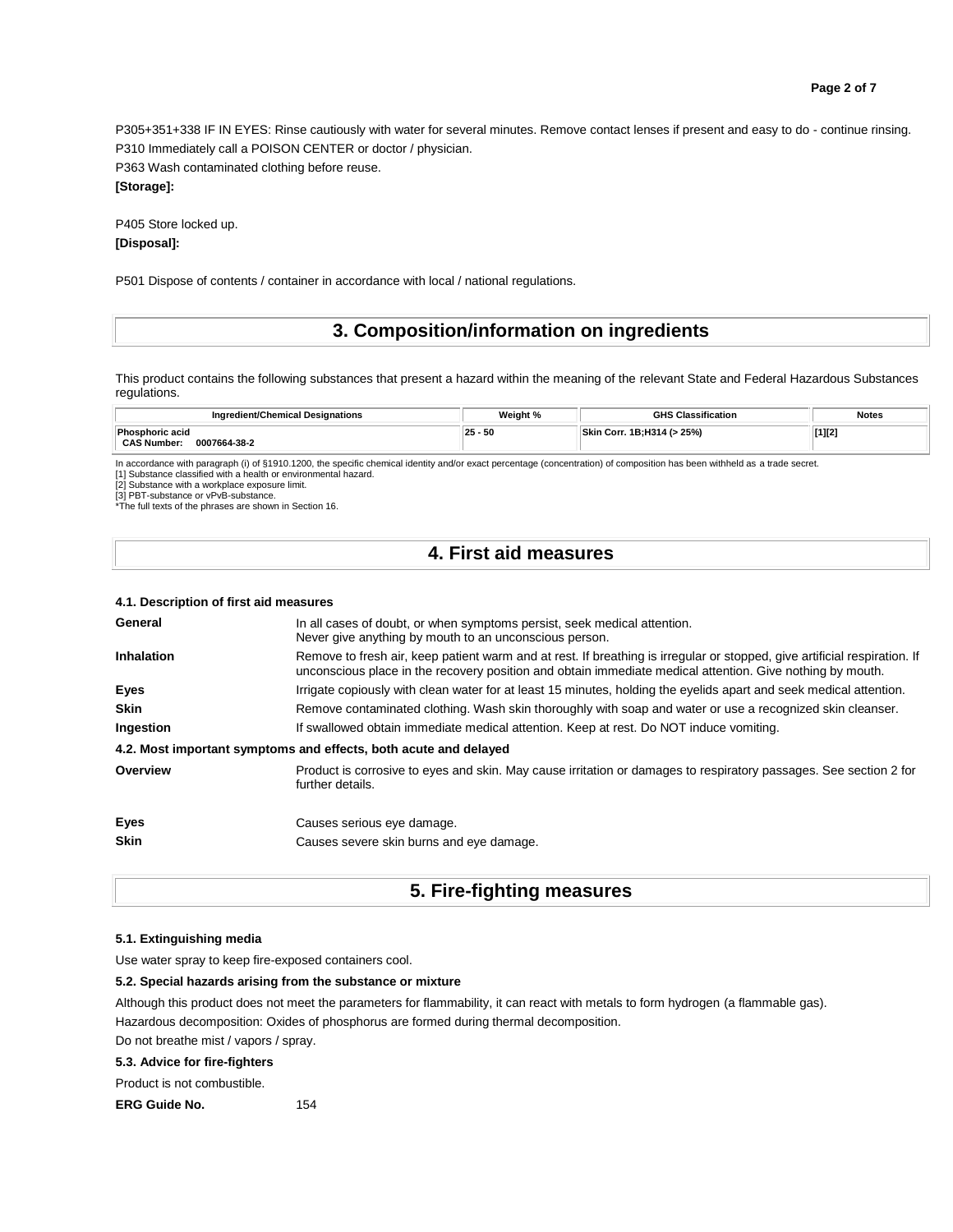P305+351+338 IF IN EYES: Rinse cautiously with water for several minutes. Remove contact lenses if present and easy to do - continue rinsing.

P310 Immediately call a POISON CENTER or doctor / physician.

P363 Wash contaminated clothing before reuse.

**[Storage]:**

P405 Store locked up.

**[Disposal]:**

P501 Dispose of contents / container in accordance with local / national regulations.

# 3. Composition/information on ingredients

This product contains the following substances that present a hazard within the meaning of the relevant State and Federal Hazardous Substances regulations.

| Ingredient/Chemical Designations | Weight % | GHS Classification | Notes |
|---|---|---|---|
| **Phosphoric acid** **CAS Number: 0007664-38-2** | 25 - 50 | Skin Corr. 1B;H314 (> 25%) | [1][2] |

In accordance with paragraph (i) of §1910.1200, the specific chemical identity and/or exact percentage (concentration) of composition has been withheld as a trade secret.

[1] Substance classified with a health or environmental hazard.

[2] Substance with a workplace exposure limit.

[3] PBT-substance or vPvB-substance.

*The full texts of the phrases are shown in Section 16.

# 4. First aid measures

### 4.1. Description of first aid measures

**General** In all cases of doubt, or when symptoms persist, seek medical attention. Never give anything by mouth to an unconscious person.

**Inhalation** Remove to fresh air, keep patient warm and at rest. If breathing is irregular or stopped, give artificial respiration. If unconscious place in the recovery position and obtain immediate medical attention. Give nothing by mouth.

**Eyes** Irrigate copiously with clean water for at least 15 minutes, holding the eyelids apart and seek medical attention.

**Skin** Remove contaminated clothing. Wash skin thoroughly with soap and water or use a recognized skin cleanser.

**Ingestion** If swallowed obtain immediate medical attention. Keep at rest. Do NOT induce vomiting.

### 4.2. Most important symptoms and effects, both acute and delayed

**Overview** Product is corrosive to eyes and skin. May cause irritation or damages to respiratory passages. See section 2 for further details.

**Eyes** Causes serious eye damage.

**Skin** Causes severe skin burns and eye damage.

# 5. Fire-fighting measures

### 5.1. Extinguishing media

Use water spray to keep fire-exposed containers cool.

### 5.2. Special hazards arising from the substance or mixture

Although this product does not meet the parameters for flammability, it can react with metals to form hydrogen (a flammable gas).

Hazardous decomposition: Oxides of phosphorus are formed during thermal decomposition.

Do not breathe mist / vapors / spray.

### 5.3. Advice for fire-fighters

Product is not combustible.

**ERG Guide No.** 154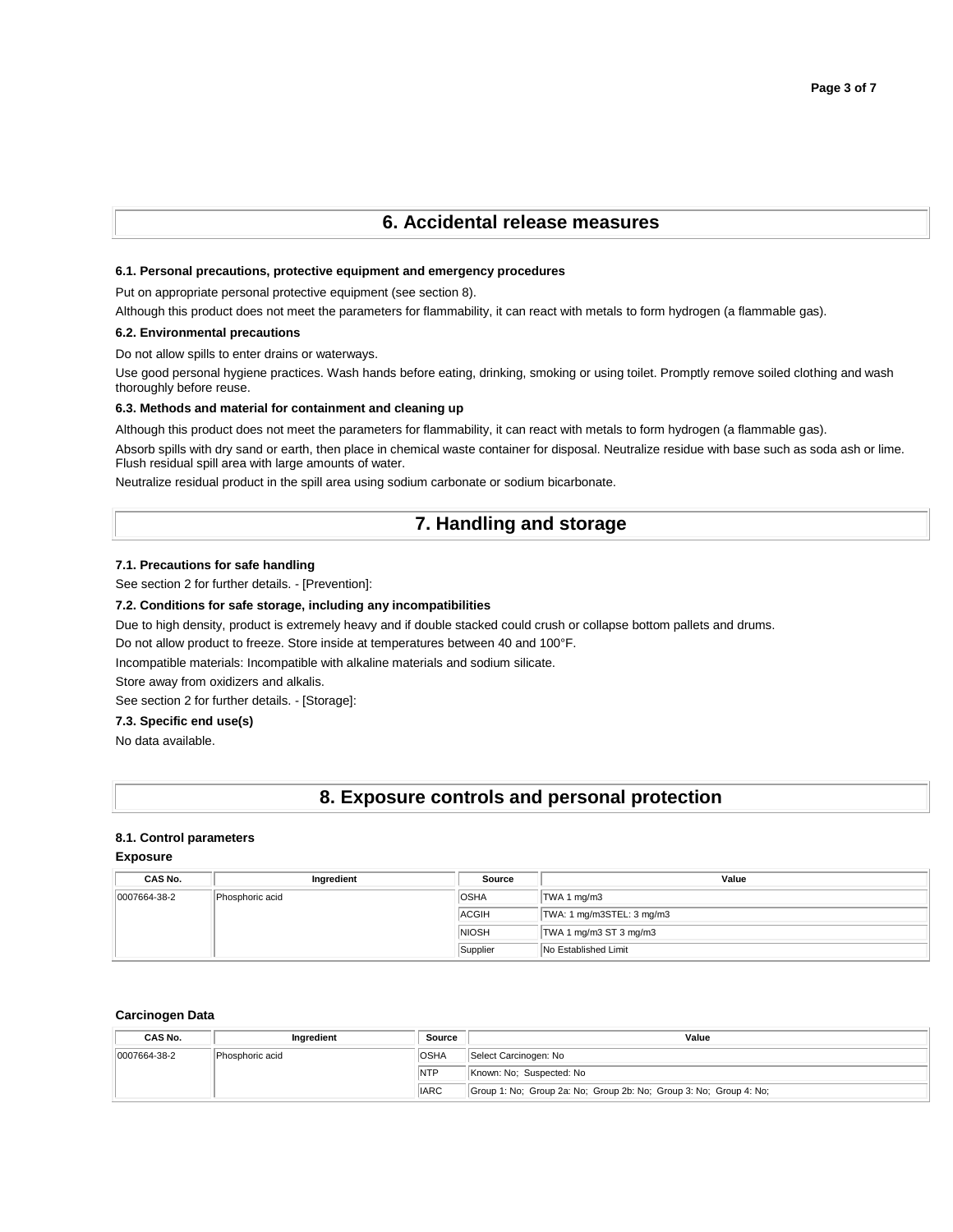## 6. Accidental release measures

### 6.1. Personal precautions, protective equipment and emergency procedures

Put on appropriate personal protective equipment (see section 8).

Although this product does not meet the parameters for flammability, it can react with metals to form hydrogen (a flammable gas).

### 6.2. Environmental precautions

Do not allow spills to enter drains or waterways.

Use good personal hygiene practices. Wash hands before eating, drinking, smoking or using toilet. Promptly remove soiled clothing and wash thoroughly before reuse.

### 6.3. Methods and material for containment and cleaning up

Although this product does not meet the parameters for flammability, it can react with metals to form hydrogen (a flammable gas).

Absorb spills with dry sand or earth, then place in chemical waste container for disposal. Neutralize residue with base such as soda ash or lime. Flush residual spill area with large amounts of water.

Neutralize residual product in the spill area using sodium carbonate or sodium bicarbonate.

## 7. Handling and storage

### 7.1. Precautions for safe handling

See section 2 for further details. - [Prevention]:

### 7.2. Conditions for safe storage, including any incompatibilities

Due to high density, product is extremely heavy and if double stacked could crush or collapse bottom pallets and drums.

Do not allow product to freeze. Store inside at temperatures between 40 and 100°F.

Incompatible materials: Incompatible with alkaline materials and sodium silicate.

Store away from oxidizers and alkalis.

See section 2 for further details. - [Storage]:

### 7.3. Specific end use(s)

No data available.

## 8. Exposure controls and personal protection

### 8.1. Control parameters

**Exposure**

| CAS No. | Ingredient | Source | Value |
|---|---|---|---|
| 0007664-38-2 | Phosphoric acid | OSHA | TWA 1 mg/m3 |
| | | ACGIH | TWA: 1 mg/m3STEL: 3 mg/m3 |
| | | NIOSH | TWA 1 mg/m3 ST 3 mg/m3 |
| | | Supplier | No Established Limit |

**Carcinogen Data**

| CAS No. | Ingredient | Source | Value |
|---|---|---|---|
| 0007664-38-2 | Phosphoric acid | OSHA | Select Carcinogen: No |
| | | NTP | Known: No; Suspected: No |
| | | IARC | Group 1: No; Group 2a: No; Group 2b: No; Group 3: No; Group 4: No; |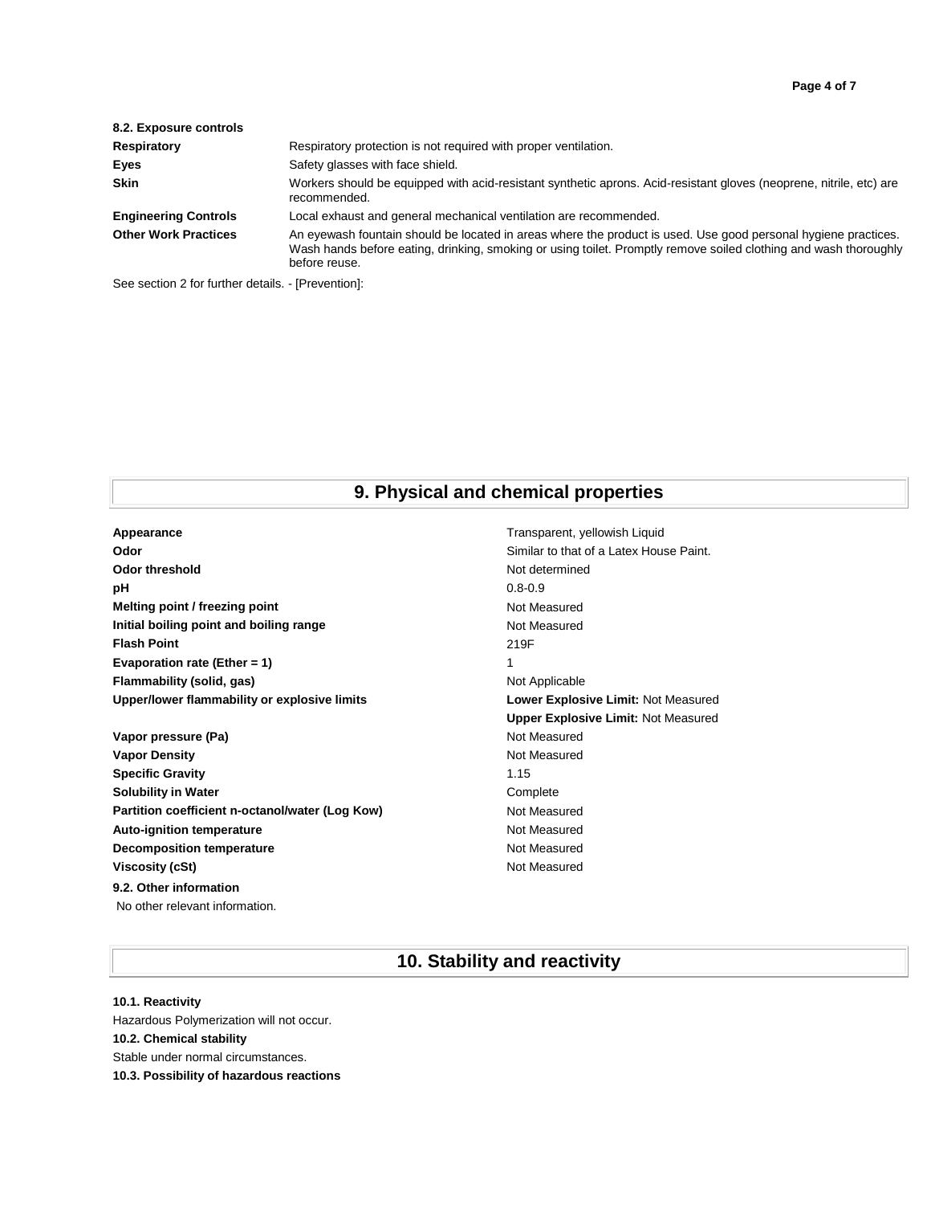**8.2. Exposure controls**

| | |
|---|---|
| **Respiratory** | Respiratory protection is not required with proper ventilation. |
| **Eyes** | Safety glasses with face shield. |
| **Skin** | Workers should be equipped with acid-resistant synthetic aprons. Acid-resistant gloves (neoprene, nitrile, etc) are recommended. |
| **Engineering Controls** | Local exhaust and general mechanical ventilation are recommended. |
| **Other Work Practices** | An eyewash fountain should be located in areas where the product is used. Use good personal hygiene practices. Wash hands before eating, drinking, smoking or using toilet. Promptly remove soiled clothing and wash thoroughly before reuse. |

See section 2 for further details. - [Prevention]:

## 9. Physical and chemical properties

| | |
|---|---|
| **Appearance** | Transparent, yellowish Liquid |
| **Odor** | Similar to that of a Latex House Paint. |
| **Odor threshold** | Not determined |
| **pH** | 0.8-0.9 |
| **Melting point / freezing point** | Not Measured |
| **Initial boiling point and boiling range** | Not Measured |
| **Flash Point** | 219F |
| **Evaporation rate (Ether = 1)** | 1 |
| **Flammability (solid, gas)** | Not Applicable |
| **Upper/lower flammability or explosive limits** | **Lower Explosive Limit:** Not Measured<br>**Upper Explosive Limit:** Not Measured |
| **Vapor pressure (Pa)** | Not Measured |
| **Vapor Density** | Not Measured |
| **Specific Gravity** | 1.15 |
| **Solubility in Water** | Complete |
| **Partition coefficient n-octanol/water (Log Kow)** | Not Measured |
| **Auto-ignition temperature** | Not Measured |
| **Decomposition temperature** | Not Measured |
| **Viscosity (cSt)** | Not Measured |

**9.2. Other information**

No other relevant information.

## 10. Stability and reactivity

**10.1. Reactivity**

Hazardous Polymerization will not occur.

**10.2. Chemical stability**

Stable under normal circumstances.

**10.3. Possibility of hazardous reactions**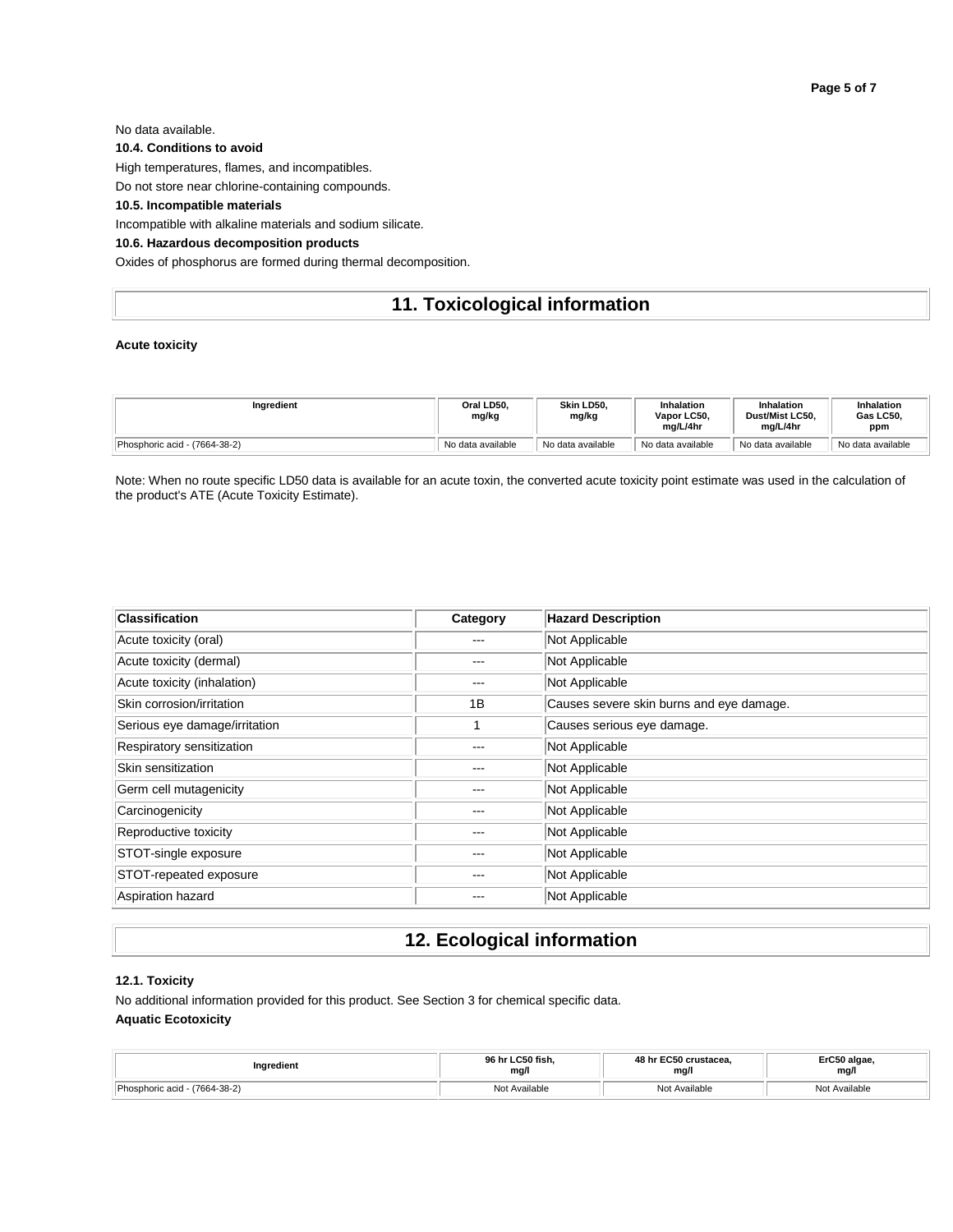No data available.

**10.4. Conditions to avoid**

High temperatures, flames, and incompatibles.

Do not store near chlorine-containing compounds.

**10.5. Incompatible materials**

Incompatible with alkaline materials and sodium silicate.

**10.6. Hazardous decomposition products**

Oxides of phosphorus are formed during thermal decomposition.

## 11. Toxicological information

**Acute toxicity**

| Ingredient | Oral LD50, mg/kg | Skin LD50, mg/kg | Inhalation Vapor LC50, mg/L/4hr | Inhalation Dust/Mist LC50, mg/L/4hr | Inhalation Gas LC50, ppm |
|---|---|---|---|---|---|
| Phosphoric acid - (7664-38-2) | No data available | No data available | No data available | No data available | No data available |

Note: When no route specific LD50 data is available for an acute toxin, the converted acute toxicity point estimate was used in the calculation of the product's ATE (Acute Toxicity Estimate).

| Classification | Category | Hazard Description |
|---|---|---|
| Acute toxicity (oral) | --- | Not Applicable |
| Acute toxicity (dermal) | --- | Not Applicable |
| Acute toxicity (inhalation) | --- | Not Applicable |
| Skin corrosion/irritation | 1B | Causes severe skin burns and eye damage. |
| Serious eye damage/irritation | 1 | Causes serious eye damage. |
| Respiratory sensitization | --- | Not Applicable |
| Skin sensitization | --- | Not Applicable |
| Germ cell mutagenicity | --- | Not Applicable |
| Carcinogenicity | --- | Not Applicable |
| Reproductive toxicity | --- | Not Applicable |
| STOT-single exposure | --- | Not Applicable |
| STOT-repeated exposure | --- | Not Applicable |
| Aspiration hazard | --- | Not Applicable |

## 12. Ecological information

**12.1. Toxicity**

No additional information provided for this product. See Section 3 for chemical specific data.

**Aquatic Ecotoxicity**

| Ingredient | 96 hr LC50 fish, mg/l | 48 hr EC50 crustacea, mg/l | ErC50 algae, mg/l |
|---|---|---|---|
| Phosphoric acid - (7664-38-2) | Not Available | Not Available | Not Available |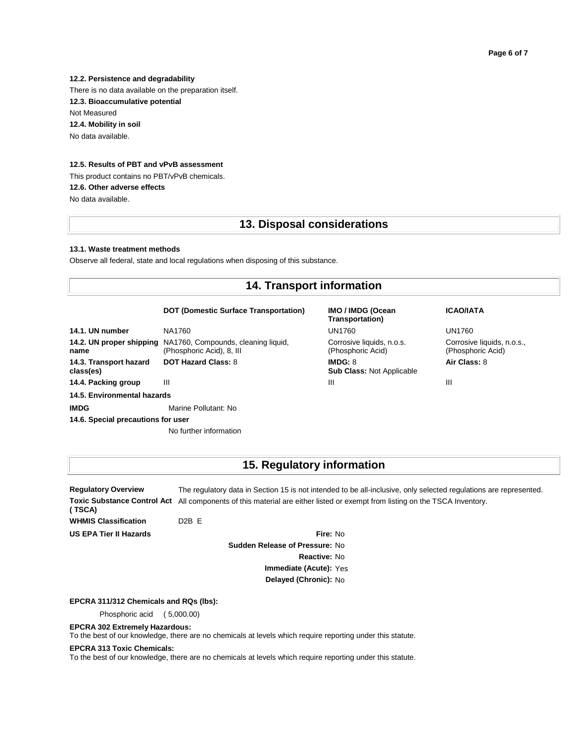**12.2. Persistence and degradability**

There is no data available on the preparation itself.

**12.3. Bioaccumulative potential**

Not Measured

**12.4. Mobility in soil**

No data available.

**12.5. Results of PBT and vPvB assessment**

This product contains no PBT/vPvB chemicals.

**12.6. Other adverse effects**

No data available.

## 13. Disposal considerations

**13.1. Waste treatment methods**

Observe all federal, state and local regulations when disposing of this substance.

## 14. Transport information

| | DOT (Domestic Surface Transportation) | IMO / IMDG (Ocean Transportation) | ICAO/IATA |
|---|---|---|---|
| **14.1. UN number** | NA1760 | UN1760 | UN1760 |
| **14.2. UN proper shipping name** | NA1760, Compounds, cleaning liquid, (Phosphoric Acid), 8, III | Corrosive liquids, n.o.s. (Phosphoric Acid) | Corrosive liquids, n.o.s., (Phosphoric Acid) |
| **14.3. Transport hazard class(es)** | **DOT Hazard Class:** 8 | **IMDG:** 8 **Sub Class:** Not Applicable | **Air Class:** 8 |
| **14.4. Packing group** | III | III | III |

**14.5. Environmental hazards**

**IMDG** Marine Pollutant: No

**14.6. Special precautions for user**

No further information

## 15. Regulatory information

**Regulatory Overview** The regulatory data in Section 15 is not intended to be all-inclusive, only selected regulations are represented.

**Toxic Substance Control Act ( TSCA)** All components of this material are either listed or exempt from listing on the TSCA Inventory.

**WHMIS Classification** D2B E

**US EPA Tier II Hazards**

**Fire:** No

**Sudden Release of Pressure:** No

**Reactive:** No

**Immediate (Acute):** Yes

**Delayed (Chronic):** No

**EPCRA 311/312 Chemicals and RQs (lbs):**

Phosphoric acid ( 5,000.00)

**EPCRA 302 Extremely Hazardous:**

To the best of our knowledge, there are no chemicals at levels which require reporting under this statute.

**EPCRA 313 Toxic Chemicals:**

To the best of our knowledge, there are no chemicals at levels which require reporting under this statute.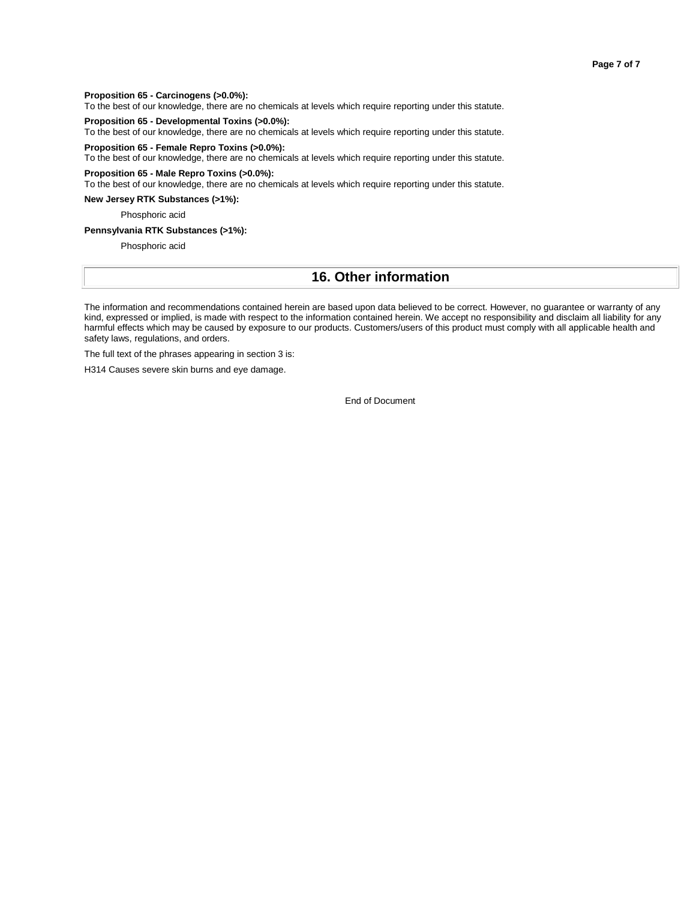**Proposition 65 - Carcinogens (>0.0%):**

To the best of our knowledge, there are no chemicals at levels which require reporting under this statute.

**Proposition 65 - Developmental Toxins (>0.0%):**

To the best of our knowledge, there are no chemicals at levels which require reporting under this statute.

**Proposition 65 - Female Repro Toxins (>0.0%):**

To the best of our knowledge, there are no chemicals at levels which require reporting under this statute.

**Proposition 65 - Male Repro Toxins (>0.0%):**

To the best of our knowledge, there are no chemicals at levels which require reporting under this statute.

**New Jersey RTK Substances (>1%):**

Phosphoric acid

**Pennsylvania RTK Substances (>1%):**

Phosphoric acid

## 16. Other information

The information and recommendations contained herein are based upon data believed to be correct. However, no guarantee or warranty of any kind, expressed or implied, is made with respect to the information contained herein. We accept no responsibility and disclaim all liability for any harmful effects which may be caused by exposure to our products. Customers/users of this product must comply with all applicable health and safety laws, regulations, and orders.

The full text of the phrases appearing in section 3 is:

H314 Causes severe skin burns and eye damage.

End of Document